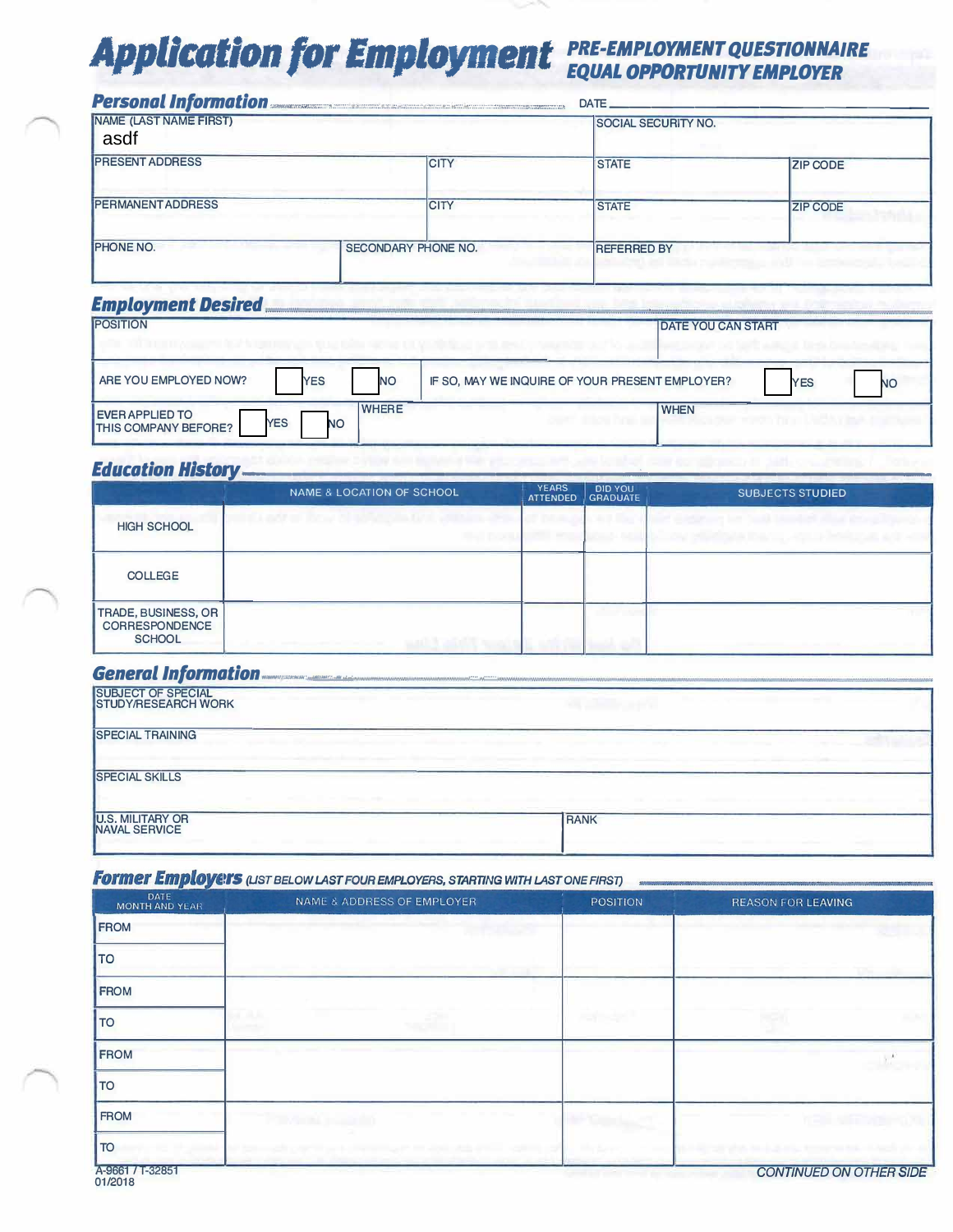# Application for Employment

**PRE-EMPLOYMENT QUESTIONNAIRE**
**EQUAL OPPORTUNITY EMPLOYER**

## Personal Information

DATE

| NAME (LAST NAME FIRST) | | | SOCIAL SECURITY NO. | |
|---|---|---|---|---|
| asdf | | | | |
| PRESENT ADDRESS | | CITY | STATE | ZIP CODE |
| PERMANENT ADDRESS | | CITY | STATE | ZIP CODE |
| PHONE NO. | SECONDARY PHONE NO. | | REFERRED BY | |

## Employment Desired

| POSITION | | DATE YOU CAN START |
|---|---|---|
| ARE YOU EMPLOYED NOW? ☐ YES ☐ NO | IF SO, MAY WE INQUIRE OF YOUR PRESENT EMPLOYER? ☐ YES ☐ NO | |
| EVER APPLIED TO THIS COMPANY BEFORE? ☐ YES ☐ NO | WHERE | WHEN |

## Education History

| | NAME & LOCATION OF SCHOOL | YEARS ATTENDED | DID YOU GRADUATE | SUBJECTS STUDIED |
|---|---|---|---|---|
| HIGH SCHOOL | | | | |
| COLLEGE | | | | |
| TRADE, BUSINESS, OR CORRESPONDENCE SCHOOL | | | | |

## General Information

| SUBJECT OF SPECIAL STUDY/RESEARCH WORK | |
|---|---|
| SPECIAL TRAINING | |
| SPECIAL SKILLS | |
| U.S. MILITARY OR NAVAL SERVICE | RANK |

## Former Employers *(LIST BELOW LAST FOUR EMPLOYERS, STARTING WITH LAST ONE FIRST)*

| DATE MONTH AND YEAR | NAME & ADDRESS OF EMPLOYER | POSITION | REASON FOR LEAVING |
|---|---|---|---|
| FROM | | | |
| TO | | | |
| FROM | | | |
| TO | | | |
| FROM | | | |
| TO | | | |
| FROM | | | |
| TO | | | |

A-9661 / T-32851
01/2018

*CONTINUED ON OTHER SIDE*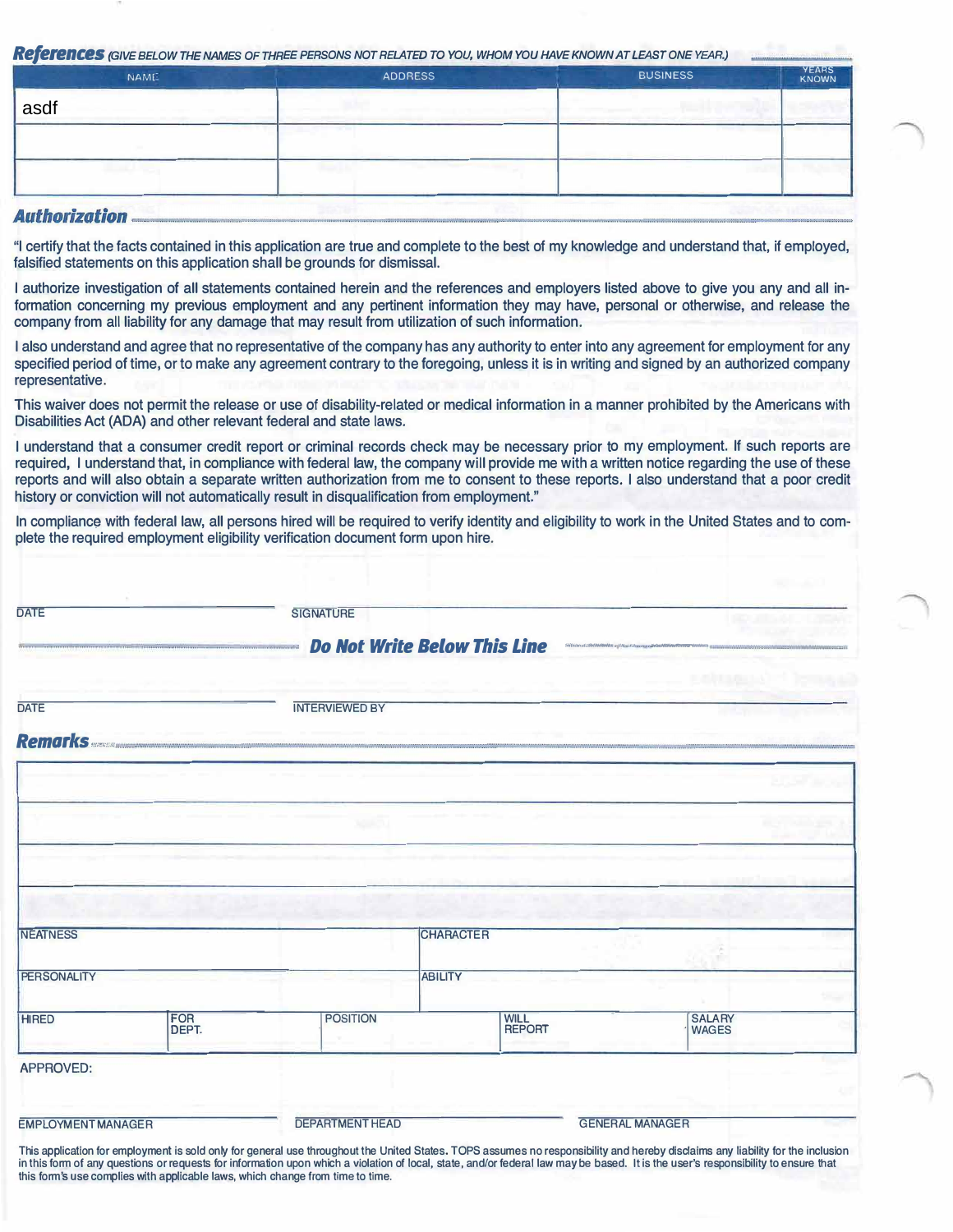## References (GIVE BELOW THE NAMES OF THREE PERSONS NOT RELATED TO YOU, WHOM YOU HAVE KNOWN AT LEAST ONE YEAR.)

| NAME | ADDRESS | BUSINESS | YEARS KNOWN |
|---|---|---|---|
| asdf | | | |
| | | | |
| | | | |

## Authorization

"I certify that the facts contained in this application are true and complete to the best of my knowledge and understand that, if employed, falsified statements on this application shall be grounds for dismissal.

I authorize investigation of all statements contained herein and the references and employers listed above to give you any and all information concerning my previous employment and any pertinent information they may have, personal or otherwise, and release the company from all liability for any damage that may result from utilization of such information.

I also understand and agree that no representative of the company has any authority to enter into any agreement for employment for any specified period of time, or to make any agreement contrary to the foregoing, unless it is in writing and signed by an authorized company representative.

This waiver does not permit the release or use of disability-related or medical information in a manner prohibited by the Americans with Disabilities Act (ADA) and other relevant federal and state laws.

I understand that a consumer credit report or criminal records check may be necessary prior to my employment. If such reports are required, I understand that, in compliance with federal law, the company will provide me with a written notice regarding the use of these reports and will also obtain a separate written authorization from me to consent to these reports. I also understand that a poor credit history or conviction will not automatically result in disqualification from employment."

In compliance with federal law, all persons hired will be required to verify identity and eligibility to work in the United States and to complete the required employment eligibility verification document form upon hire.

DATE ____________________ SIGNATURE ____________________

## Do Not Write Below This Line

DATE ____________________ INTERVIEWED BY ____________________

## Remarks

| | | | | |
|---|---|---|---|---|
| | | | | |
| | | | | |
| | | | | |
| NEATNESS | | CHARACTER | | |
| PERSONALITY | | ABILITY | | |
| HIRED | FOR DEPT. | POSITION | WILL REPORT | SALARY WAGES |

APPROVED:

EMPLOYMENT MANAGER ____________________ DEPARTMENT HEAD ____________________ GENERAL MANAGER ____________________

This application for employment is sold only for general use throughout the United States. TOPS assumes no responsibility and hereby disclaims any liability for the inclusion in this form of any questions or requests for information upon which a violation of local, state, and/or federal law may be based. It is the user's responsibility to ensure that this form's use complies with applicable laws, which change from time to time.